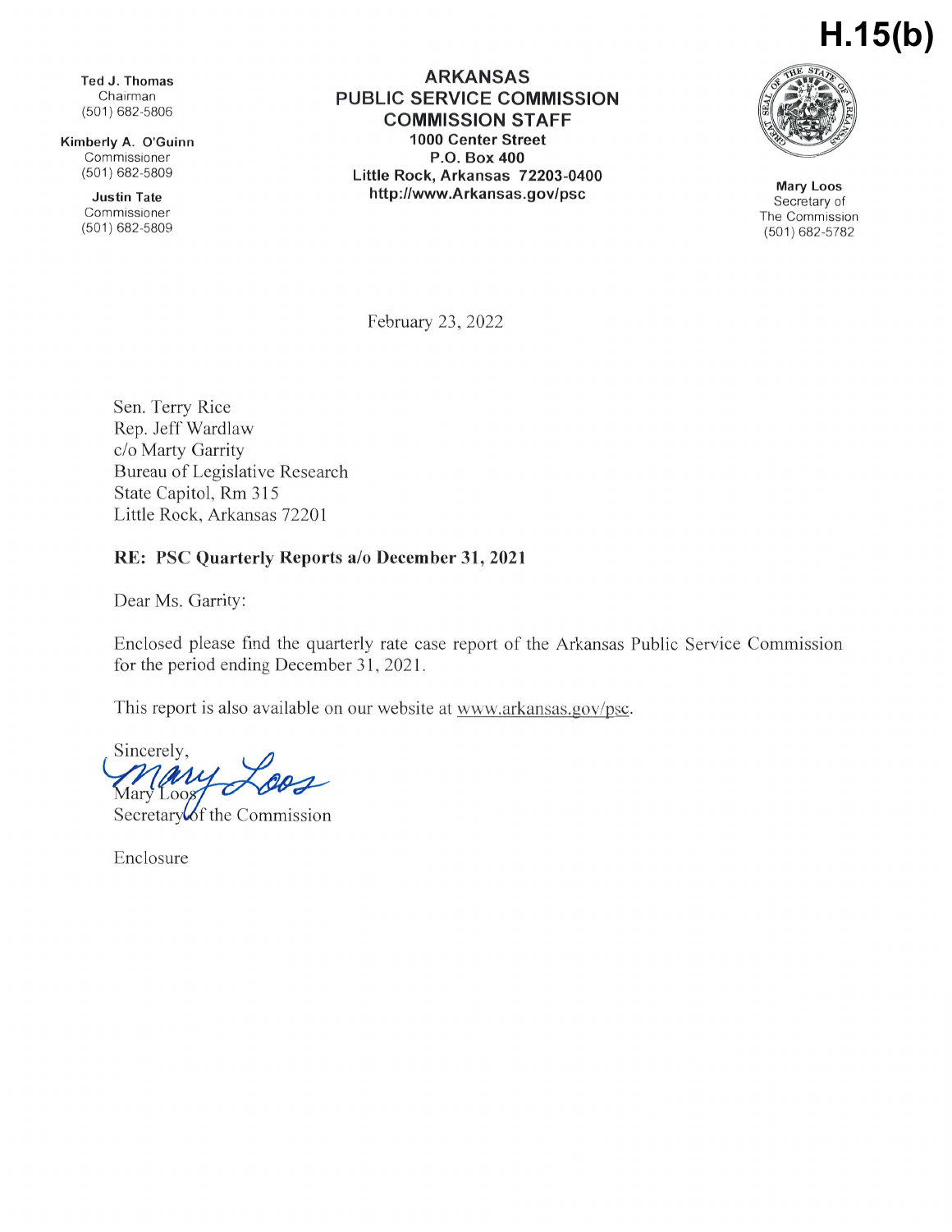**H.15(b)**

**Ted J. Thomas**
Chairman
(501) 682-5806

**Kimberly A. O'Guinn**
Commissioner
(501) 682-5809

**Justin Tate**
Commissioner
(501) 682-5809

**ARKANSAS**
**PUBLIC SERVICE COMMISSION**
**COMMISSION STAFF**
**1000 Center Street**
**P.O. Box 400**
**Little Rock, Arkansas 72203-0400**
**http://www.Arkansas.gov/psc**

**Mary Loos**
Secretary of
The Commission
(501) 682-5782

February 23, 2022

Sen. Terry Rice
Rep. Jeff Wardlaw
c/o Marty Garrity
Bureau of Legislative Research
State Capitol, Rm 315
Little Rock, Arkansas 72201

**RE: PSC Quarterly Reports a/o December 31, 2021**

Dear Ms. Garrity:

Enclosed please find the quarterly rate case report of the Arkansas Public Service Commission for the period ending December 31, 2021.

This report is also available on our website at www.arkansas.gov/psc.

Sincerely,

Mary Loos
Secretary of the Commission

Enclosure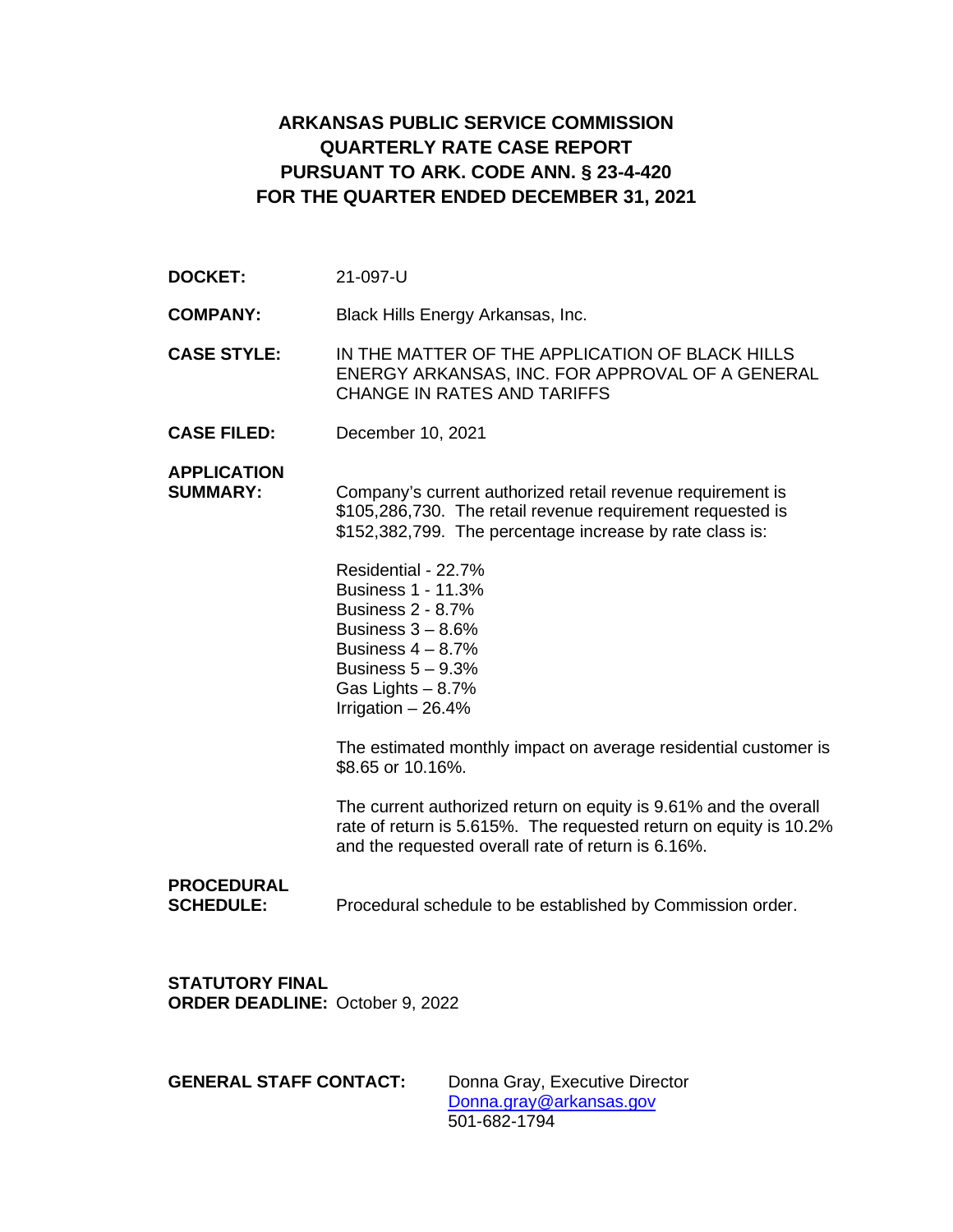# ARKANSAS PUBLIC SERVICE COMMISSION
# QUARTERLY RATE CASE REPORT
# PURSUANT TO ARK. CODE ANN. § 23-4-420
# FOR THE QUARTER ENDED DECEMBER 31, 2021

**DOCKET:** 21-097-U

**COMPANY:** Black Hills Energy Arkansas, Inc.

**CASE STYLE:** IN THE MATTER OF THE APPLICATION OF BLACK HILLS ENERGY ARKANSAS, INC. FOR APPROVAL OF A GENERAL CHANGE IN RATES AND TARIFFS

**CASE FILED:** December 10, 2021

**APPLICATION SUMMARY:** Company's current authorized retail revenue requirement is $105,286,730. The retail revenue requirement requested is $152,382,799. The percentage increase by rate class is:

Residential - 22.7%
Business 1 - 11.3%
Business 2 - 8.7%
Business 3 – 8.6%
Business 4 – 8.7%
Business 5 – 9.3%
Gas Lights – 8.7%
Irrigation – 26.4%

The estimated monthly impact on average residential customer is $8.65 or 10.16%.

The current authorized return on equity is 9.61% and the overall rate of return is 5.615%. The requested return on equity is 10.2% and the requested overall rate of return is 6.16%.

**PROCEDURAL SCHEDULE:** Procedural schedule to be established by Commission order.

**STATUTORY FINAL ORDER DEADLINE:** October 9, 2022

**GENERAL STAFF CONTACT:** Donna Gray, Executive Director
Donna.gray@arkansas.gov
501-682-1794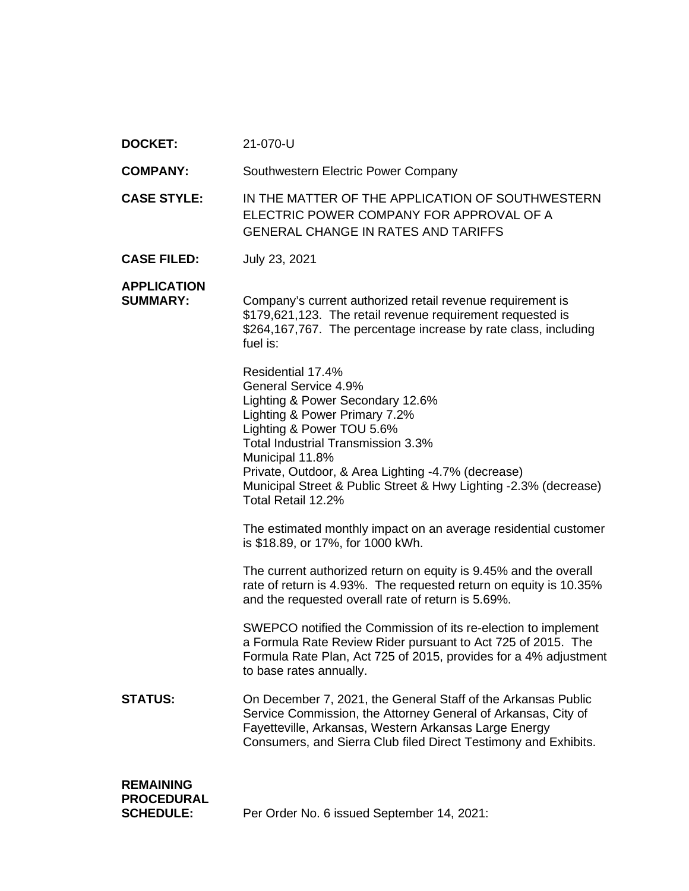**DOCKET:** 21-070-U

**COMPANY:** Southwestern Electric Power Company

**CASE STYLE:** IN THE MATTER OF THE APPLICATION OF SOUTHWESTERN ELECTRIC POWER COMPANY FOR APPROVAL OF A GENERAL CHANGE IN RATES AND TARIFFS

**CASE FILED:** July 23, 2021

**APPLICATION SUMMARY:** Company's current authorized retail revenue requirement is \$179,621,123. The retail revenue requirement requested is \$264,167,767. The percentage increase by rate class, including fuel is:

Residential 17.4%
General Service 4.9%
Lighting & Power Secondary 12.6%
Lighting & Power Primary 7.2%
Lighting & Power TOU 5.6%
Total Industrial Transmission 3.3%
Municipal 11.8%
Private, Outdoor, & Area Lighting -4.7% (decrease)
Municipal Street & Public Street & Hwy Lighting -2.3% (decrease)
Total Retail 12.2%

The estimated monthly impact on an average residential customer is \$18.89, or 17%, for 1000 kWh.

The current authorized return on equity is 9.45% and the overall rate of return is 4.93%. The requested return on equity is 10.35% and the requested overall rate of return is 5.69%.

SWEPCO notified the Commission of its re-election to implement a Formula Rate Review Rider pursuant to Act 725 of 2015. The Formula Rate Plan, Act 725 of 2015, provides for a 4% adjustment to base rates annually.

**STATUS:** On December 7, 2021, the General Staff of the Arkansas Public Service Commission, the Attorney General of Arkansas, City of Fayetteville, Arkansas, Western Arkansas Large Energy Consumers, and Sierra Club filed Direct Testimony and Exhibits.

**REMAINING PROCEDURAL SCHEDULE:** Per Order No. 6 issued September 14, 2021: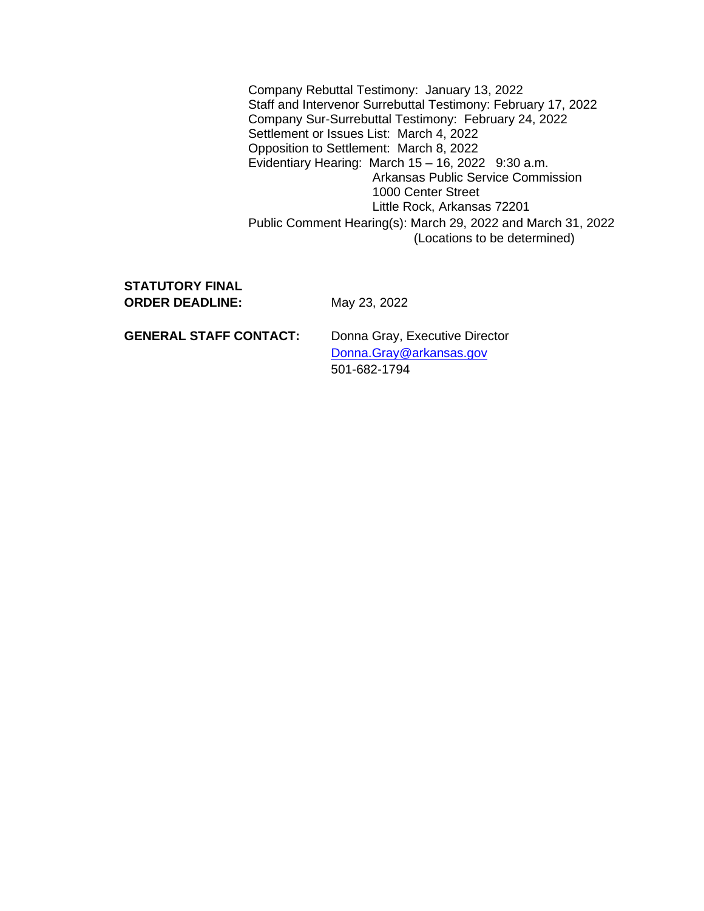Company Rebuttal Testimony: January 13, 2022
Staff and Intervenor Surrebuttal Testimony: February 17, 2022
Company Sur-Surrebuttal Testimony: February 24, 2022
Settlement or Issues List: March 4, 2022
Opposition to Settlement: March 8, 2022
Evidentiary Hearing: March 15 – 16, 2022 9:30 a.m.
Arkansas Public Service Commission
1000 Center Street
Little Rock, Arkansas 72201
Public Comment Hearing(s): March 29, 2022 and March 31, 2022
(Locations to be determined)

**STATUTORY FINAL ORDER DEADLINE:** May 23, 2022

**GENERAL STAFF CONTACT:** Donna Gray, Executive Director
Donna.Gray@arkansas.gov
501-682-1794